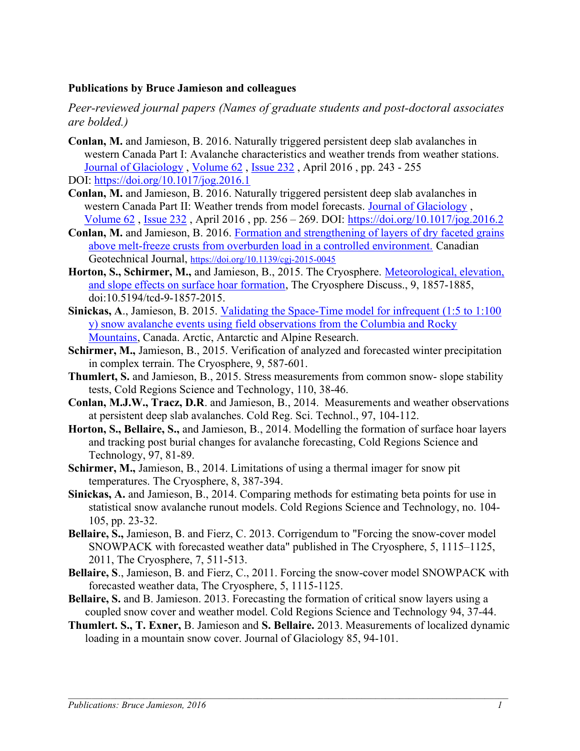**Publications by Bruce Jamieson and colleagues**

*Peer-reviewed journal papers (Names of graduate students and post-doctoral associates are bolded.)*

**Conlan, M.** and Jamieson, B. 2016. Naturally triggered persistent deep slab avalanches in western Canada Part I: Avalanche characteristics and weather trends from weather stations. Journal of Glaciology , Volume 62 , Issue 232 , April 2016 , pp. 243 - 255

DOI: https://doi.org/10.1017/jog.2016.1

**Conlan, M.** and Jamieson, B. 2016. Naturally triggered persistent deep slab avalanches in western Canada Part II: Weather trends from model forecasts. Journal of Glaciology , Volume 62 , Issue 232 , April 2016 , pp. 256 – 269. DOI: https://doi.org/10.1017/jog.2016.2

**Conlan, M.** and Jamieson, B. 2016. Formation and strengthening of layers of dry faceted grains above melt-freeze crusts from overburden load in a controlled environment. Canadian Geotechnical Journal, https://doi.org/10.1139/cgj-2015-0045

**Horton, S., Schirmer, M.,** and Jamieson, B., 2015. The Cryosphere. Meteorological, elevation, and slope effects on surface hoar formation, The Cryosphere Discuss., 9, 1857-1885, doi:10.5194/tcd-9-1857-2015.

**Sinickas, A**., Jamieson, B. 2015. Validating the Space-Time model for infrequent (1:5 to 1:100 y) snow avalanche events using field observations from the Columbia and Rocky Mountains, Canada. Arctic, Antarctic and Alpine Research.

**Schirmer, M.,** Jamieson, B., 2015. Verification of analyzed and forecasted winter precipitation in complex terrain. The Cryosphere, 9, 587-601.

**Thumlert, S.** and Jamieson, B., 2015. Stress measurements from common snow- slope stability tests, Cold Regions Science and Technology, 110, 38-46.

**Conlan, M.J.W., Tracz, D.R**. and Jamieson, B., 2014. Measurements and weather observations at persistent deep slab avalanches. Cold Reg. Sci. Technol., 97, 104-112.

**Horton, S., Bellaire, S.,** and Jamieson, B., 2014. Modelling the formation of surface hoar layers and tracking post burial changes for avalanche forecasting, Cold Regions Science and Technology, 97, 81-89.

**Schirmer, M.,** Jamieson, B., 2014. Limitations of using a thermal imager for snow pit temperatures. The Cryosphere, 8, 387-394.

**Sinickas, A.** and Jamieson, B., 2014. Comparing methods for estimating beta points for use in statistical snow avalanche runout models. Cold Regions Science and Technology, no. 104-105, pp. 23-32.

**Bellaire, S.,** Jamieson, B. and Fierz, C. 2013. Corrigendum to "Forcing the snow-cover model SNOWPACK with forecasted weather data" published in The Cryosphere, 5, 1115–1125, 2011, The Cryosphere, 7, 511-513.

**Bellaire, S**., Jamieson, B. and Fierz, C., 2011. Forcing the snow-cover model SNOWPACK with forecasted weather data, The Cryosphere, 5, 1115-1125.

**Bellaire, S.** and B. Jamieson. 2013. Forecasting the formation of critical snow layers using a coupled snow cover and weather model. Cold Regions Science and Technology 94, 37-44.

**Thumlert. S., T. Exner,** B. Jamieson and **S. Bellaire.** 2013. Measurements of localized dynamic loading in a mountain snow cover. Journal of Glaciology 85, 94-101.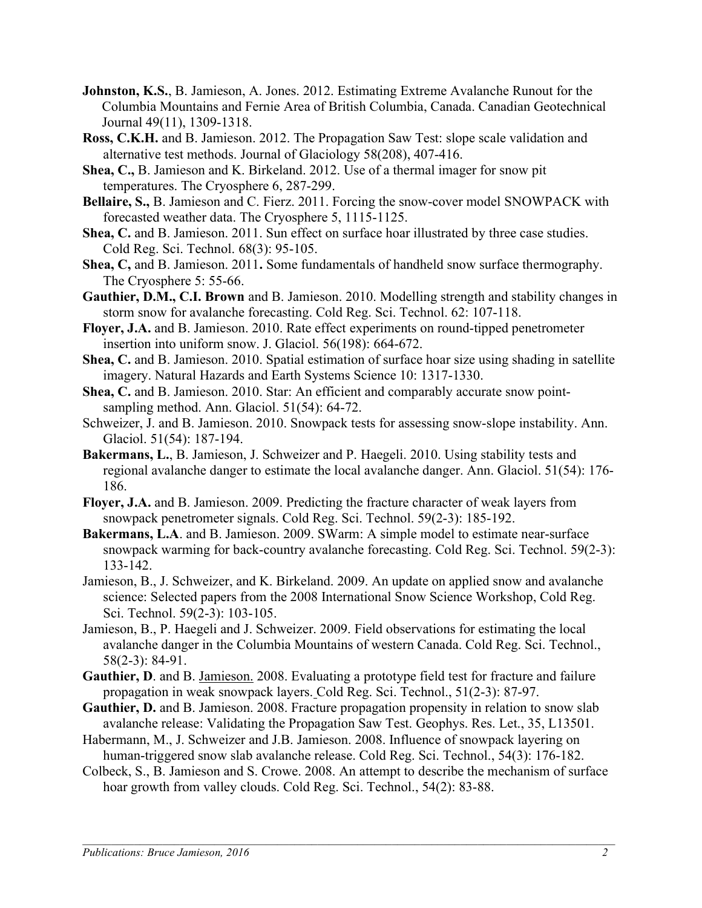**Johnston, K.S.**, B. Jamieson, A. Jones. 2012. Estimating Extreme Avalanche Runout for the Columbia Mountains and Fernie Area of British Columbia, Canada. Canadian Geotechnical Journal 49(11), 1309-1318.

**Ross, C.K.H.** and B. Jamieson. 2012. The Propagation Saw Test: slope scale validation and alternative test methods. Journal of Glaciology 58(208), 407-416.

**Shea, C.,** B. Jamieson and K. Birkeland. 2012. Use of a thermal imager for snow pit temperatures. The Cryosphere 6, 287-299.

**Bellaire, S.,** B. Jamieson and C. Fierz. 2011. Forcing the snow-cover model SNOWPACK with forecasted weather data. The Cryosphere 5, 1115-1125.

**Shea, C.** and B. Jamieson. 2011. Sun effect on surface hoar illustrated by three case studies. Cold Reg. Sci. Technol. 68(3): 95-105.

**Shea, C,** and B. Jamieson. 2011**.** Some fundamentals of handheld snow surface thermography. The Cryosphere 5: 55-66.

**Gauthier, D.M., C.I. Brown** and B. Jamieson. 2010. Modelling strength and stability changes in storm snow for avalanche forecasting. Cold Reg. Sci. Technol. 62: 107-118.

**Floyer, J.A.** and B. Jamieson. 2010. Rate effect experiments on round-tipped penetrometer insertion into uniform snow. J. Glaciol. 56(198): 664-672.

**Shea, C.** and B. Jamieson. 2010. Spatial estimation of surface hoar size using shading in satellite imagery. Natural Hazards and Earth Systems Science 10: 1317-1330.

**Shea, C.** and B. Jamieson. 2010. Star: An efficient and comparably accurate snow point-sampling method. Ann. Glaciol. 51(54): 64-72.

Schweizer, J. and B. Jamieson. 2010. Snowpack tests for assessing snow-slope instability. Ann. Glaciol. 51(54): 187-194.

**Bakermans, L.**, B. Jamieson, J. Schweizer and P. Haegeli. 2010. Using stability tests and regional avalanche danger to estimate the local avalanche danger. Ann. Glaciol. 51(54): 176-186.

**Floyer, J.A.** and B. Jamieson. 2009. Predicting the fracture character of weak layers from snowpack penetrometer signals. Cold Reg. Sci. Technol. 59(2-3): 185-192.

**Bakermans, L.A**. and B. Jamieson. 2009. SWarm: A simple model to estimate near-surface snowpack warming for back-country avalanche forecasting. Cold Reg. Sci. Technol. 59(2-3): 133-142.

Jamieson, B., J. Schweizer, and K. Birkeland. 2009. An update on applied snow and avalanche science: Selected papers from the 2008 International Snow Science Workshop, Cold Reg. Sci. Technol. 59(2-3): 103-105.

Jamieson, B., P. Haegeli and J. Schweizer. 2009. Field observations for estimating the local avalanche danger in the Columbia Mountains of western Canada. Cold Reg. Sci. Technol., 58(2-3): 84-91.

**Gauthier, D**. and B. Jamieson. 2008. Evaluating a prototype field test for fracture and failure propagation in weak snowpack layers. Cold Reg. Sci. Technol., 51(2-3): 87-97.

**Gauthier, D.** and B. Jamieson. 2008. Fracture propagation propensity in relation to snow slab avalanche release: Validating the Propagation Saw Test. Geophys. Res. Let., 35, L13501.

Habermann, M., J. Schweizer and J.B. Jamieson. 2008. Influence of snowpack layering on human-triggered snow slab avalanche release. Cold Reg. Sci. Technol., 54(3): 176-182.

Colbeck, S., B. Jamieson and S. Crowe. 2008. An attempt to describe the mechanism of surface hoar growth from valley clouds. Cold Reg. Sci. Technol., 54(2): 83-88.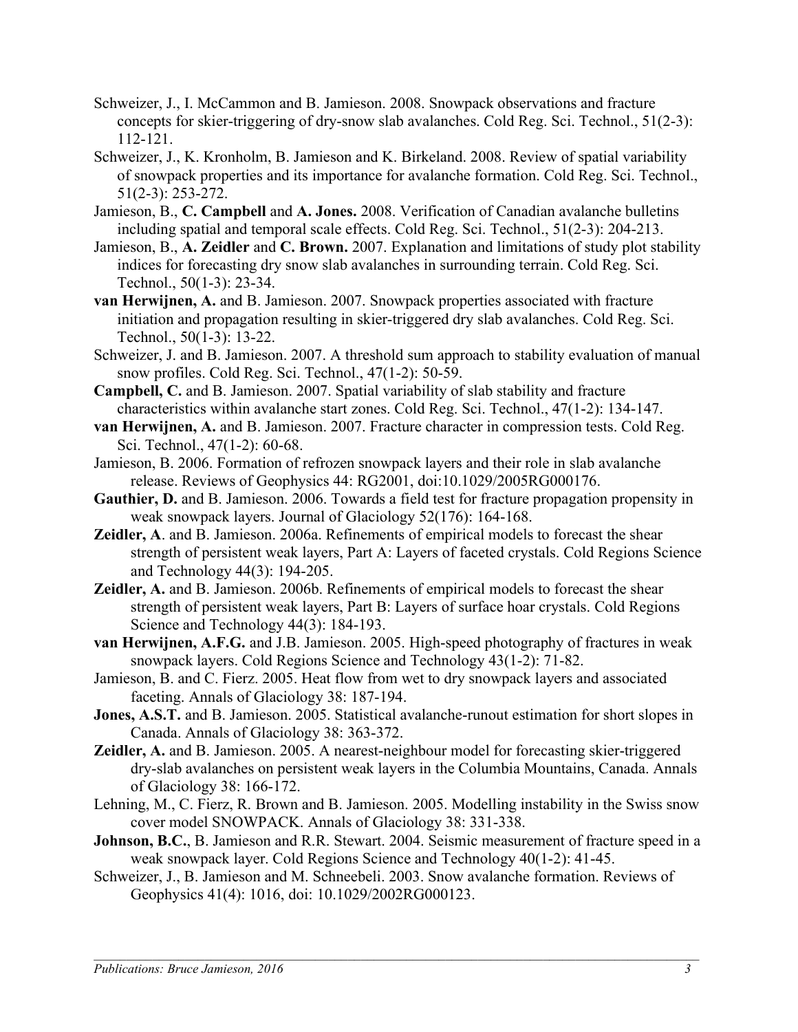Schweizer, J., I. McCammon and B. Jamieson. 2008. Snowpack observations and fracture concepts for skier-triggering of dry-snow slab avalanches. Cold Reg. Sci. Technol., 51(2-3): 112-121.

Schweizer, J., K. Kronholm, B. Jamieson and K. Birkeland. 2008. Review of spatial variability of snowpack properties and its importance for avalanche formation. Cold Reg. Sci. Technol., 51(2-3): 253-272.

Jamieson, B., **C. Campbell** and **A. Jones.** 2008. Verification of Canadian avalanche bulletins including spatial and temporal scale effects. Cold Reg. Sci. Technol., 51(2-3): 204-213.

Jamieson, B., **A. Zeidler** and **C. Brown.** 2007. Explanation and limitations of study plot stability indices for forecasting dry snow slab avalanches in surrounding terrain. Cold Reg. Sci. Technol., 50(1-3): 23-34.

**van Herwijnen, A.** and B. Jamieson. 2007. Snowpack properties associated with fracture initiation and propagation resulting in skier-triggered dry slab avalanches. Cold Reg. Sci. Technol., 50(1-3): 13-22.

Schweizer, J. and B. Jamieson. 2007. A threshold sum approach to stability evaluation of manual snow profiles. Cold Reg. Sci. Technol., 47(1-2): 50-59.

**Campbell, C.** and B. Jamieson. 2007. Spatial variability of slab stability and fracture characteristics within avalanche start zones. Cold Reg. Sci. Technol., 47(1-2): 134-147.

**van Herwijnen, A.** and B. Jamieson. 2007. Fracture character in compression tests. Cold Reg. Sci. Technol., 47(1-2): 60-68.

Jamieson, B. 2006. Formation of refrozen snowpack layers and their role in slab avalanche release. Reviews of Geophysics 44: RG2001, doi:10.1029/2005RG000176.

**Gauthier, D.** and B. Jamieson. 2006. Towards a field test for fracture propagation propensity in weak snowpack layers. Journal of Glaciology 52(176): 164-168.

**Zeidler, A**. and B. Jamieson. 2006a. Refinements of empirical models to forecast the shear strength of persistent weak layers, Part A: Layers of faceted crystals. Cold Regions Science and Technology 44(3): 194-205.

**Zeidler, A.** and B. Jamieson. 2006b. Refinements of empirical models to forecast the shear strength of persistent weak layers, Part B: Layers of surface hoar crystals. Cold Regions Science and Technology 44(3): 184-193.

**van Herwijnen, A.F.G.** and J.B. Jamieson. 2005. High-speed photography of fractures in weak snowpack layers. Cold Regions Science and Technology 43(1-2): 71-82.

Jamieson, B. and C. Fierz. 2005. Heat flow from wet to dry snowpack layers and associated faceting. Annals of Glaciology 38: 187-194.

**Jones, A.S.T.** and B. Jamieson. 2005. Statistical avalanche-runout estimation for short slopes in Canada. Annals of Glaciology 38: 363-372.

**Zeidler, A.** and B. Jamieson. 2005. A nearest-neighbour model for forecasting skier-triggered dry-slab avalanches on persistent weak layers in the Columbia Mountains, Canada. Annals of Glaciology 38: 166-172.

Lehning, M., C. Fierz, R. Brown and B. Jamieson. 2005. Modelling instability in the Swiss snow cover model SNOWPACK. Annals of Glaciology 38: 331-338.

**Johnson, B.C.**, B. Jamieson and R.R. Stewart. 2004. Seismic measurement of fracture speed in a weak snowpack layer. Cold Regions Science and Technology 40(1-2): 41-45.

Schweizer, J., B. Jamieson and M. Schneebeli. 2003. Snow avalanche formation. Reviews of Geophysics 41(4): 1016, doi: 10.1029/2002RG000123.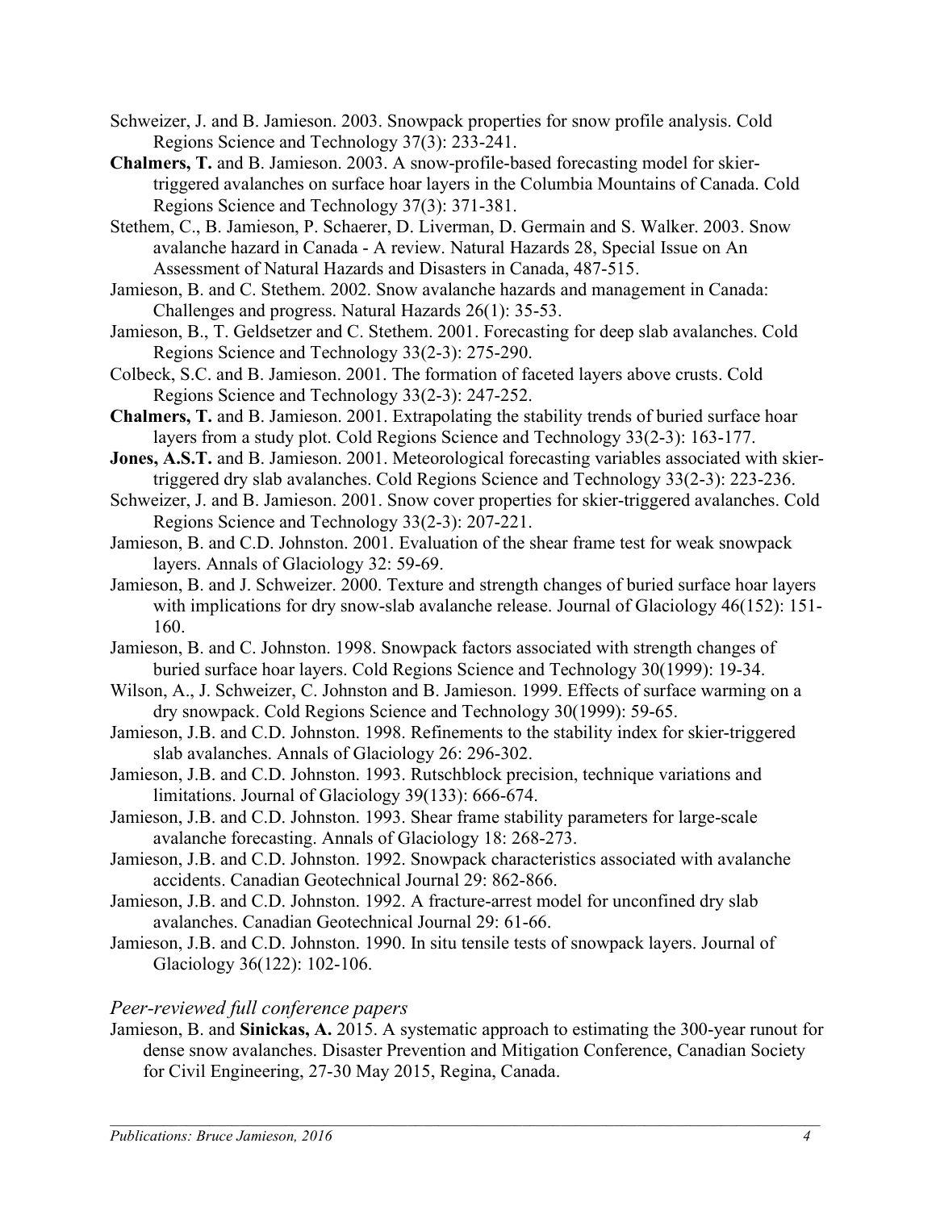Schweizer, J. and B. Jamieson. 2003. Snowpack properties for snow profile analysis. Cold Regions Science and Technology 37(3): 233-241.

**Chalmers, T.** and B. Jamieson. 2003. A snow-profile-based forecasting model for skier-triggered avalanches on surface hoar layers in the Columbia Mountains of Canada. Cold Regions Science and Technology 37(3): 371-381.

Stethem, C., B. Jamieson, P. Schaerer, D. Liverman, D. Germain and S. Walker. 2003. Snow avalanche hazard in Canada - A review. Natural Hazards 28, Special Issue on An Assessment of Natural Hazards and Disasters in Canada, 487-515.

Jamieson, B. and C. Stethem. 2002. Snow avalanche hazards and management in Canada: Challenges and progress. Natural Hazards 26(1): 35-53.

Jamieson, B., T. Geldsetzer and C. Stethem. 2001. Forecasting for deep slab avalanches. Cold Regions Science and Technology 33(2-3): 275-290.

Colbeck, S.C. and B. Jamieson. 2001. The formation of faceted layers above crusts. Cold Regions Science and Technology 33(2-3): 247-252.

**Chalmers, T.** and B. Jamieson. 2001. Extrapolating the stability trends of buried surface hoar layers from a study plot. Cold Regions Science and Technology 33(2-3): 163-177.

**Jones, A.S.T.** and B. Jamieson. 2001. Meteorological forecasting variables associated with skier-triggered dry slab avalanches. Cold Regions Science and Technology 33(2-3): 223-236.

Schweizer, J. and B. Jamieson. 2001. Snow cover properties for skier-triggered avalanches. Cold Regions Science and Technology 33(2-3): 207-221.

Jamieson, B. and C.D. Johnston. 2001. Evaluation of the shear frame test for weak snowpack layers. Annals of Glaciology 32: 59-69.

Jamieson, B. and J. Schweizer. 2000. Texture and strength changes of buried surface hoar layers with implications for dry snow-slab avalanche release. Journal of Glaciology 46(152): 151-160.

Jamieson, B. and C. Johnston. 1998. Snowpack factors associated with strength changes of buried surface hoar layers. Cold Regions Science and Technology 30(1999): 19-34.

Wilson, A., J. Schweizer, C. Johnston and B. Jamieson. 1999. Effects of surface warming on a dry snowpack. Cold Regions Science and Technology 30(1999): 59-65.

Jamieson, J.B. and C.D. Johnston. 1998. Refinements to the stability index for skier-triggered slab avalanches. Annals of Glaciology 26: 296-302.

Jamieson, J.B. and C.D. Johnston. 1993. Rutschblock precision, technique variations and limitations. Journal of Glaciology 39(133): 666-674.

Jamieson, J.B. and C.D. Johnston. 1993. Shear frame stability parameters for large-scale avalanche forecasting. Annals of Glaciology 18: 268-273.

Jamieson, J.B. and C.D. Johnston. 1992. Snowpack characteristics associated with avalanche accidents. Canadian Geotechnical Journal 29: 862-866.

Jamieson, J.B. and C.D. Johnston. 1992. A fracture-arrest model for unconfined dry slab avalanches. Canadian Geotechnical Journal 29: 61-66.

Jamieson, J.B. and C.D. Johnston. 1990. In situ tensile tests of snowpack layers. Journal of Glaciology 36(122): 102-106.

### *Peer-reviewed full conference papers*

Jamieson, B. and **Sinickas, A.** 2015. A systematic approach to estimating the 300-year runout for dense snow avalanches. Disaster Prevention and Mitigation Conference, Canadian Society for Civil Engineering, 27-30 May 2015, Regina, Canada.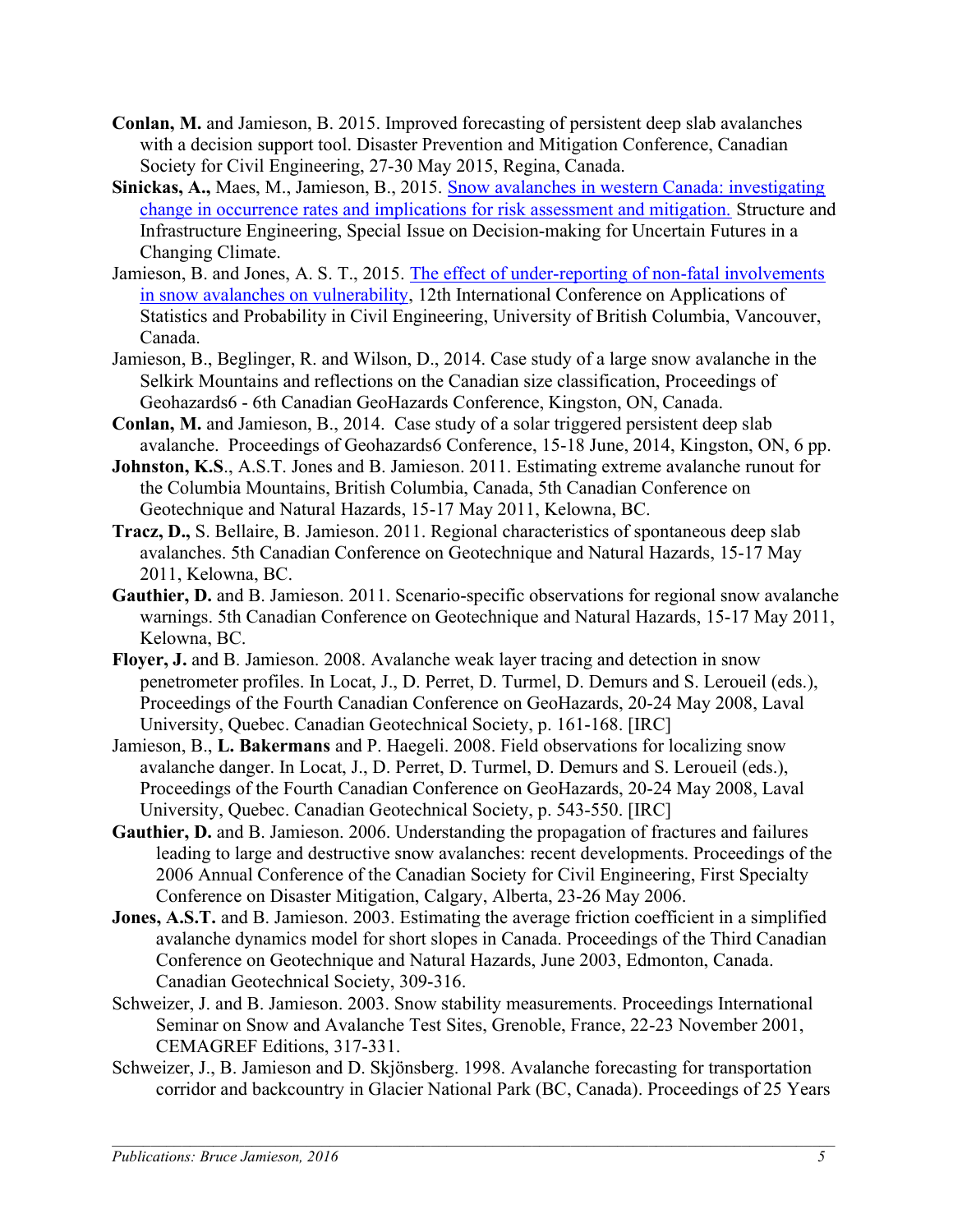**Conlan, M.** and Jamieson, B. 2015. Improved forecasting of persistent deep slab avalanches with a decision support tool. Disaster Prevention and Mitigation Conference, Canadian Society for Civil Engineering, 27-30 May 2015, Regina, Canada.

**Sinickas, A.,** Maes, M., Jamieson, B., 2015. Snow avalanches in western Canada: investigating change in occurrence rates and implications for risk assessment and mitigation. Structure and Infrastructure Engineering, Special Issue on Decision-making for Uncertain Futures in a Changing Climate.

Jamieson, B. and Jones, A. S. T., 2015. The effect of under-reporting of non-fatal involvements in snow avalanches on vulnerability, 12th International Conference on Applications of Statistics and Probability in Civil Engineering, University of British Columbia, Vancouver, Canada.

Jamieson, B., Beglinger, R. and Wilson, D., 2014. Case study of a large snow avalanche in the Selkirk Mountains and reflections on the Canadian size classification, Proceedings of Geohazards6 - 6th Canadian GeoHazards Conference, Kingston, ON, Canada.

**Conlan, M.** and Jamieson, B., 2014. Case study of a solar triggered persistent deep slab avalanche. Proceedings of Geohazards6 Conference, 15-18 June, 2014, Kingston, ON, 6 pp.

**Johnston, K.S**., A.S.T. Jones and B. Jamieson. 2011. Estimating extreme avalanche runout for the Columbia Mountains, British Columbia, Canada, 5th Canadian Conference on Geotechnique and Natural Hazards, 15-17 May 2011, Kelowna, BC.

**Tracz, D.,** S. Bellaire, B. Jamieson. 2011. Regional characteristics of spontaneous deep slab avalanches. 5th Canadian Conference on Geotechnique and Natural Hazards, 15-17 May 2011, Kelowna, BC.

**Gauthier, D.** and B. Jamieson. 2011. Scenario-specific observations for regional snow avalanche warnings. 5th Canadian Conference on Geotechnique and Natural Hazards, 15-17 May 2011, Kelowna, BC.

**Floyer, J.** and B. Jamieson. 2008. Avalanche weak layer tracing and detection in snow penetrometer profiles. In Locat, J., D. Perret, D. Turmel, D. Demurs and S. Leroueil (eds.), Proceedings of the Fourth Canadian Conference on GeoHazards, 20-24 May 2008, Laval University, Quebec. Canadian Geotechnical Society, p. 161-168. [IRC]

Jamieson, B., **L. Bakermans** and P. Haegeli. 2008. Field observations for localizing snow avalanche danger. In Locat, J., D. Perret, D. Turmel, D. Demurs and S. Leroueil (eds.), Proceedings of the Fourth Canadian Conference on GeoHazards, 20-24 May 2008, Laval University, Quebec. Canadian Geotechnical Society, p. 543-550. [IRC]

**Gauthier, D.** and B. Jamieson. 2006. Understanding the propagation of fractures and failures leading to large and destructive snow avalanches: recent developments. Proceedings of the 2006 Annual Conference of the Canadian Society for Civil Engineering, First Specialty Conference on Disaster Mitigation, Calgary, Alberta, 23-26 May 2006.

**Jones, A.S.T.** and B. Jamieson. 2003. Estimating the average friction coefficient in a simplified avalanche dynamics model for short slopes in Canada. Proceedings of the Third Canadian Conference on Geotechnique and Natural Hazards, June 2003, Edmonton, Canada. Canadian Geotechnical Society, 309-316.

Schweizer, J. and B. Jamieson. 2003. Snow stability measurements. Proceedings International Seminar on Snow and Avalanche Test Sites, Grenoble, France, 22-23 November 2001, CEMAGREF Editions, 317-331.

Schweizer, J., B. Jamieson and D. Skjönsberg. 1998. Avalanche forecasting for transportation corridor and backcountry in Glacier National Park (BC, Canada). Proceedings of 25 Years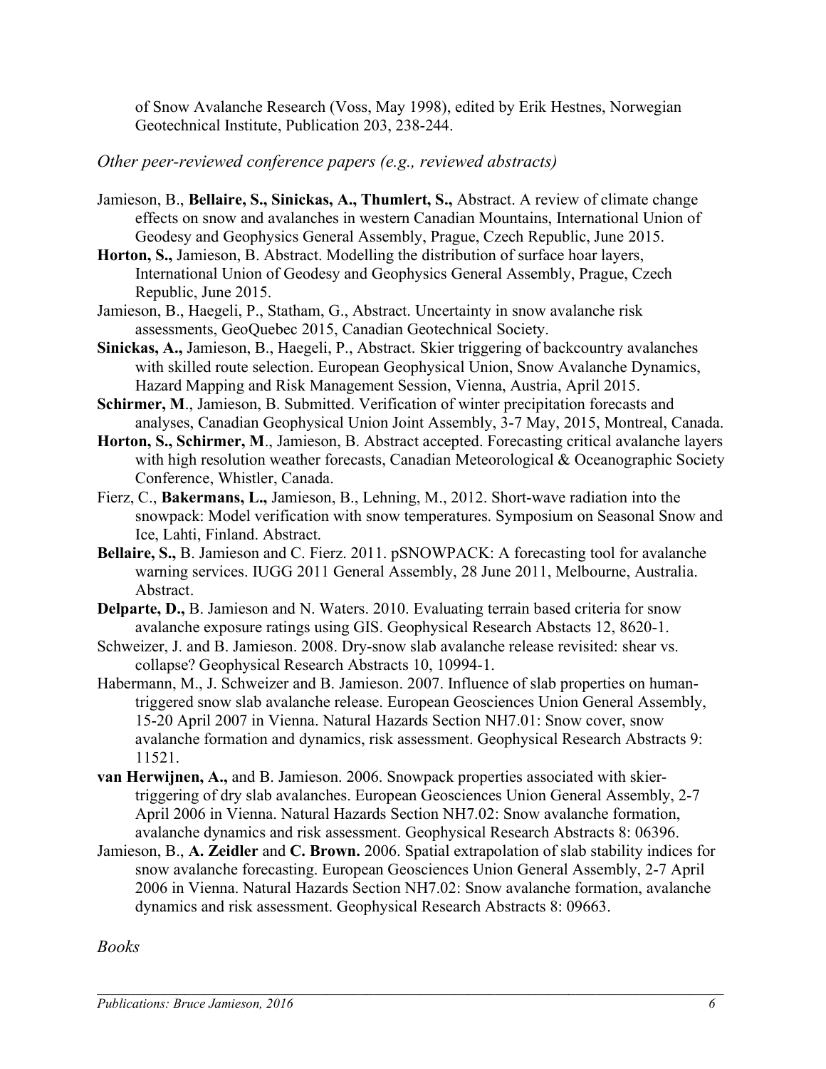of Snow Avalanche Research (Voss, May 1998), edited by Erik Hestnes, Norwegian Geotechnical Institute, Publication 203, 238-244.

*Other peer-reviewed conference papers (e.g., reviewed abstracts)*

Jamieson, B., **Bellaire, S., Sinickas, A., Thumlert, S.,** Abstract. A review of climate change effects on snow and avalanches in western Canadian Mountains, International Union of Geodesy and Geophysics General Assembly, Prague, Czech Republic, June 2015.

**Horton, S.,** Jamieson, B. Abstract. Modelling the distribution of surface hoar layers, International Union of Geodesy and Geophysics General Assembly, Prague, Czech Republic, June 2015.

Jamieson, B., Haegeli, P., Statham, G., Abstract. Uncertainty in snow avalanche risk assessments, GeoQuebec 2015, Canadian Geotechnical Society.

**Sinickas, A.,** Jamieson, B., Haegeli, P., Abstract. Skier triggering of backcountry avalanches with skilled route selection. European Geophysical Union, Snow Avalanche Dynamics, Hazard Mapping and Risk Management Session, Vienna, Austria, April 2015.

**Schirmer, M**., Jamieson, B. Submitted. Verification of winter precipitation forecasts and analyses, Canadian Geophysical Union Joint Assembly, 3-7 May, 2015, Montreal, Canada.

**Horton, S., Schirmer, M**., Jamieson, B. Abstract accepted. Forecasting critical avalanche layers with high resolution weather forecasts, Canadian Meteorological & Oceanographic Society Conference, Whistler, Canada.

Fierz, C., **Bakermans, L.,** Jamieson, B., Lehning, M., 2012. Short-wave radiation into the snowpack: Model verification with snow temperatures. Symposium on Seasonal Snow and Ice, Lahti, Finland. Abstract.

**Bellaire, S.,** B. Jamieson and C. Fierz. 2011. pSNOWPACK: A forecasting tool for avalanche warning services. IUGG 2011 General Assembly, 28 June 2011, Melbourne, Australia. Abstract.

**Delparte, D.,** B. Jamieson and N. Waters. 2010. Evaluating terrain based criteria for snow avalanche exposure ratings using GIS. Geophysical Research Abstacts 12, 8620-1.

Schweizer, J. and B. Jamieson. 2008. Dry-snow slab avalanche release revisited: shear vs. collapse? Geophysical Research Abstracts 10, 10994-1.

Habermann, M., J. Schweizer and B. Jamieson. 2007. Influence of slab properties on human-triggered snow slab avalanche release. European Geosciences Union General Assembly, 15-20 April 2007 in Vienna. Natural Hazards Section NH7.01: Snow cover, snow avalanche formation and dynamics, risk assessment. Geophysical Research Abstracts 9: 11521.

**van Herwijnen, A.,** and B. Jamieson. 2006. Snowpack properties associated with skier-triggering of dry slab avalanches. European Geosciences Union General Assembly, 2-7 April 2006 in Vienna. Natural Hazards Section NH7.02: Snow avalanche formation, avalanche dynamics and risk assessment. Geophysical Research Abstracts 8: 06396.

Jamieson, B., **A. Zeidler** and **C. Brown.** 2006. Spatial extrapolation of slab stability indices for snow avalanche forecasting. European Geosciences Union General Assembly, 2-7 April 2006 in Vienna. Natural Hazards Section NH7.02: Snow avalanche formation, avalanche dynamics and risk assessment. Geophysical Research Abstracts 8: 09663.

*Books*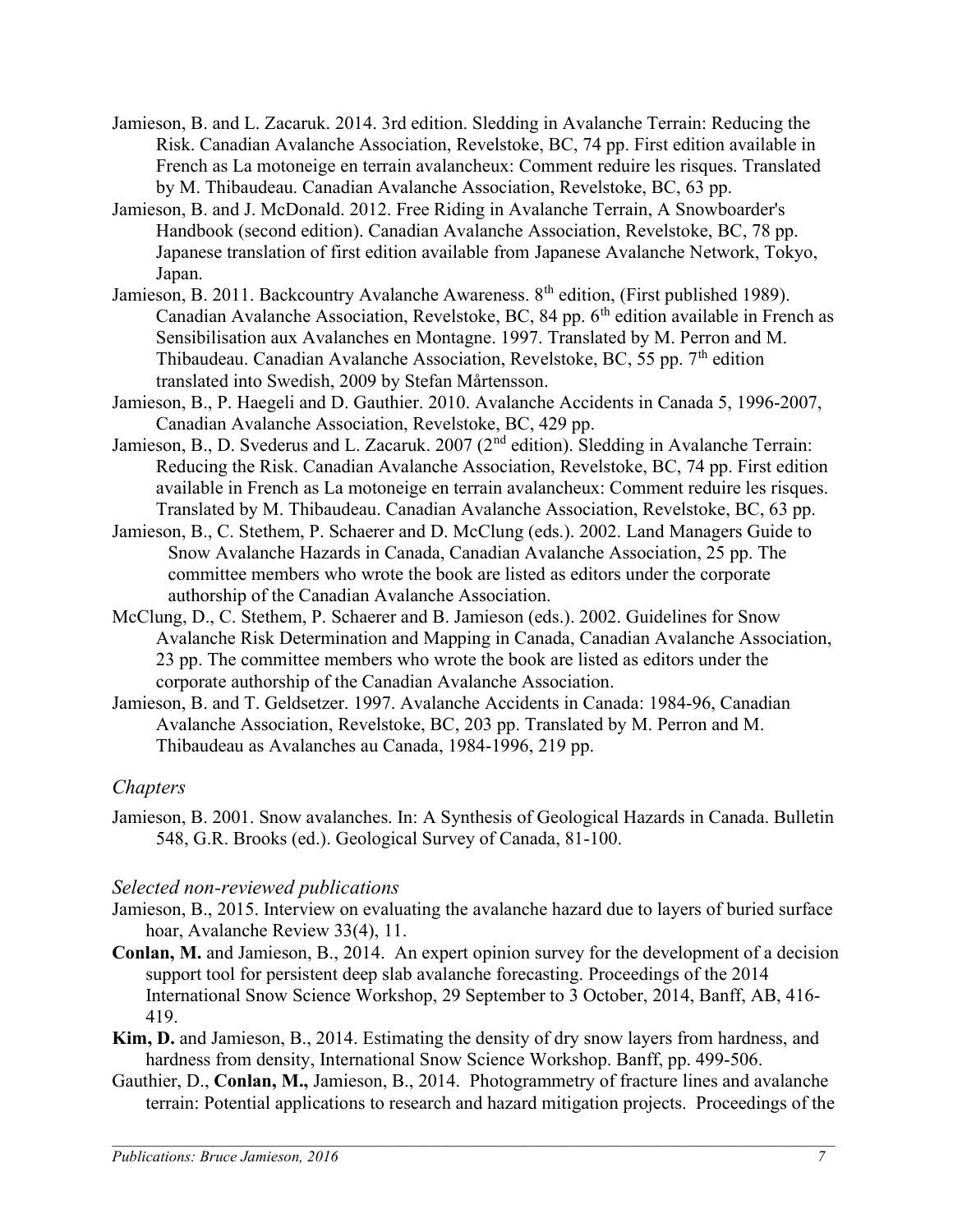Jamieson, B. and L. Zacaruk. 2014. 3rd edition. Sledding in Avalanche Terrain: Reducing the Risk. Canadian Avalanche Association, Revelstoke, BC, 74 pp. First edition available in French as La motoneige en terrain avalancheux: Comment reduire les risques. Translated by M. Thibaudeau. Canadian Avalanche Association, Revelstoke, BC, 63 pp.

Jamieson, B. and J. McDonald. 2012. Free Riding in Avalanche Terrain, A Snowboarder's Handbook (second edition). Canadian Avalanche Association, Revelstoke, BC, 78 pp. Japanese translation of first edition available from Japanese Avalanche Network, Tokyo, Japan.

Jamieson, B. 2011. Backcountry Avalanche Awareness. 8th edition, (First published 1989). Canadian Avalanche Association, Revelstoke, BC, 84 pp. 6th edition available in French as Sensibilisation aux Avalanches en Montagne. 1997. Translated by M. Perron and M. Thibaudeau. Canadian Avalanche Association, Revelstoke, BC, 55 pp. 7th edition translated into Swedish, 2009 by Stefan Mårtensson.

Jamieson, B., P. Haegeli and D. Gauthier. 2010. Avalanche Accidents in Canada 5, 1996-2007, Canadian Avalanche Association, Revelstoke, BC, 429 pp.

Jamieson, B., D. Svederus and L. Zacaruk. 2007 (2nd edition). Sledding in Avalanche Terrain: Reducing the Risk. Canadian Avalanche Association, Revelstoke, BC, 74 pp. First edition available in French as La motoneige en terrain avalancheux: Comment reduire les risques. Translated by M. Thibaudeau. Canadian Avalanche Association, Revelstoke, BC, 63 pp.

Jamieson, B., C. Stethem, P. Schaerer and D. McClung (eds.). 2002. Land Managers Guide to Snow Avalanche Hazards in Canada, Canadian Avalanche Association, 25 pp. The committee members who wrote the book are listed as editors under the corporate authorship of the Canadian Avalanche Association.

McClung, D., C. Stethem, P. Schaerer and B. Jamieson (eds.). 2002. Guidelines for Snow Avalanche Risk Determination and Mapping in Canada, Canadian Avalanche Association, 23 pp. The committee members who wrote the book are listed as editors under the corporate authorship of the Canadian Avalanche Association.

Jamieson, B. and T. Geldsetzer. 1997. Avalanche Accidents in Canada: 1984-96, Canadian Avalanche Association, Revelstoke, BC, 203 pp. Translated by M. Perron and M. Thibaudeau as Avalanches au Canada, 1984-1996, 219 pp.

### *Chapters*

Jamieson, B. 2001. Snow avalanches. In: A Synthesis of Geological Hazards in Canada. Bulletin 548, G.R. Brooks (ed.). Geological Survey of Canada, 81-100.

### *Selected non-reviewed publications*

Jamieson, B., 2015. Interview on evaluating the avalanche hazard due to layers of buried surface hoar, Avalanche Review 33(4), 11.

**Conlan, M.** and Jamieson, B., 2014. An expert opinion survey for the development of a decision support tool for persistent deep slab avalanche forecasting. Proceedings of the 2014 International Snow Science Workshop, 29 September to 3 October, 2014, Banff, AB, 416-419.

**Kim, D.** and Jamieson, B., 2014. Estimating the density of dry snow layers from hardness, and hardness from density, International Snow Science Workshop. Banff, pp. 499-506.

Gauthier, D., **Conlan, M.,** Jamieson, B., 2014. Photogrammetry of fracture lines and avalanche terrain: Potential applications to research and hazard mitigation projects. Proceedings of the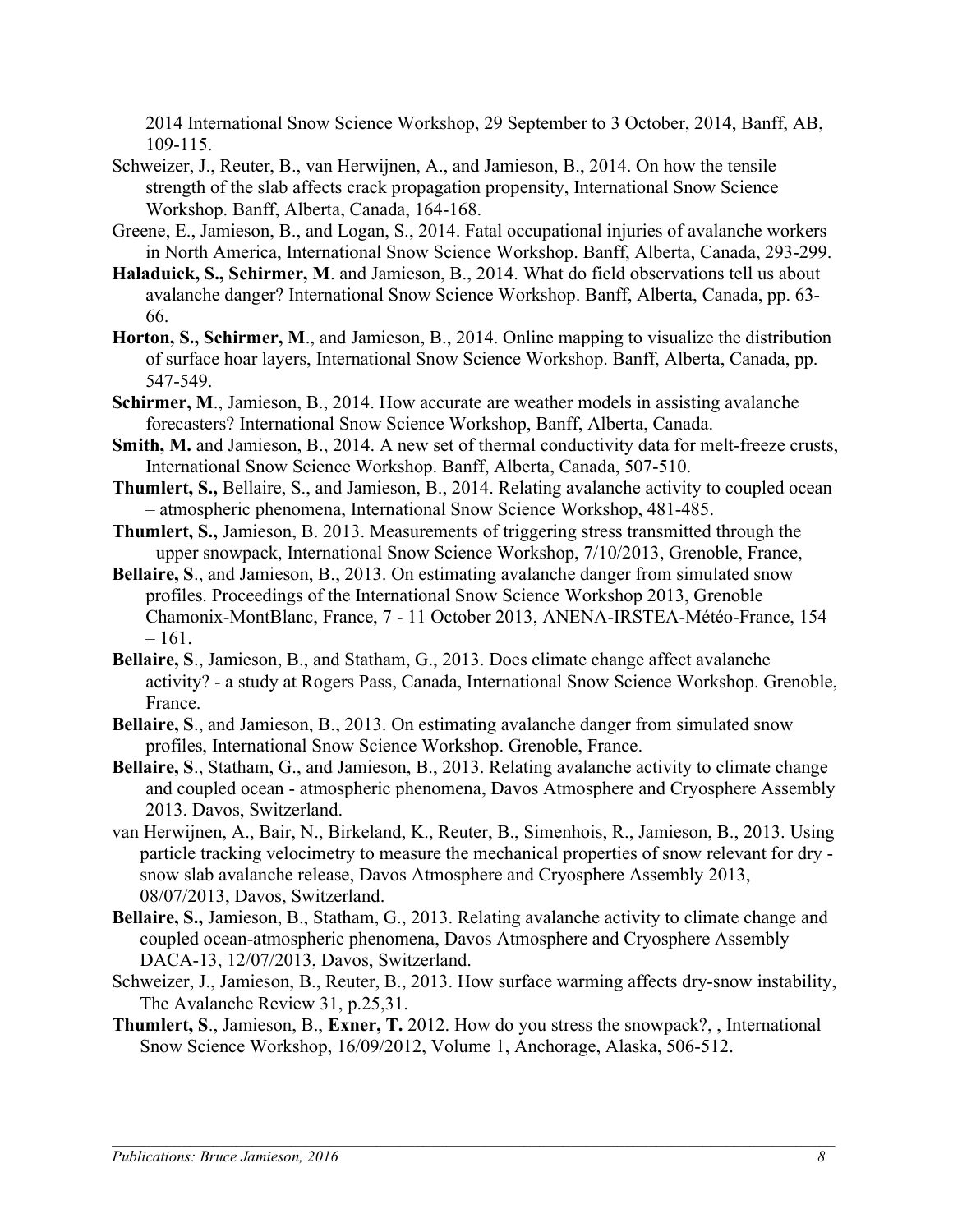2014 International Snow Science Workshop, 29 September to 3 October, 2014, Banff, AB, 109-115.

Schweizer, J., Reuter, B., van Herwijnen, A., and Jamieson, B., 2014. On how the tensile strength of the slab affects crack propagation propensity, International Snow Science Workshop. Banff, Alberta, Canada, 164-168.

Greene, E., Jamieson, B., and Logan, S., 2014. Fatal occupational injuries of avalanche workers in North America, International Snow Science Workshop. Banff, Alberta, Canada, 293-299.

**Haladuick, S., Schirmer, M**. and Jamieson, B., 2014. What do field observations tell us about avalanche danger? International Snow Science Workshop. Banff, Alberta, Canada, pp. 63-66.

**Horton, S., Schirmer, M**., and Jamieson, B., 2014. Online mapping to visualize the distribution of surface hoar layers, International Snow Science Workshop. Banff, Alberta, Canada, pp. 547-549.

**Schirmer, M**., Jamieson, B., 2014. How accurate are weather models in assisting avalanche forecasters? International Snow Science Workshop, Banff, Alberta, Canada.

**Smith, M.** and Jamieson, B., 2014. A new set of thermal conductivity data for melt-freeze crusts, International Snow Science Workshop. Banff, Alberta, Canada, 507-510.

**Thumlert, S.,** Bellaire, S., and Jamieson, B., 2014. Relating avalanche activity to coupled ocean – atmospheric phenomena, International Snow Science Workshop, 481-485.

**Thumlert, S.,** Jamieson, B. 2013. Measurements of triggering stress transmitted through the upper snowpack, International Snow Science Workshop, 7/10/2013, Grenoble, France,

**Bellaire, S**., and Jamieson, B., 2013. On estimating avalanche danger from simulated snow profiles. Proceedings of the International Snow Science Workshop 2013, Grenoble Chamonix-MontBlanc, France, 7 - 11 October 2013, ANENA-IRSTEA-Météo-France, 154 – 161.

**Bellaire, S**., Jamieson, B., and Statham, G., 2013. Does climate change affect avalanche activity? - a study at Rogers Pass, Canada, International Snow Science Workshop. Grenoble, France.

**Bellaire, S**., and Jamieson, B., 2013. On estimating avalanche danger from simulated snow profiles, International Snow Science Workshop. Grenoble, France.

**Bellaire, S**., Statham, G., and Jamieson, B., 2013. Relating avalanche activity to climate change and coupled ocean - atmospheric phenomena, Davos Atmosphere and Cryosphere Assembly 2013. Davos, Switzerland.

van Herwijnen, A., Bair, N., Birkeland, K., Reuter, B., Simenhois, R., Jamieson, B., 2013. Using particle tracking velocimetry to measure the mechanical properties of snow relevant for dry - snow slab avalanche release, Davos Atmosphere and Cryosphere Assembly 2013, 08/07/2013, Davos, Switzerland.

**Bellaire, S.,** Jamieson, B., Statham, G., 2013. Relating avalanche activity to climate change and coupled ocean-atmospheric phenomena, Davos Atmosphere and Cryosphere Assembly DACA-13, 12/07/2013, Davos, Switzerland.

Schweizer, J., Jamieson, B., Reuter, B., 2013. How surface warming affects dry-snow instability, The Avalanche Review 31, p.25,31.

**Thumlert, S**., Jamieson, B., **Exner, T.** 2012. How do you stress the snowpack?, , International Snow Science Workshop, 16/09/2012, Volume 1, Anchorage, Alaska, 506-512.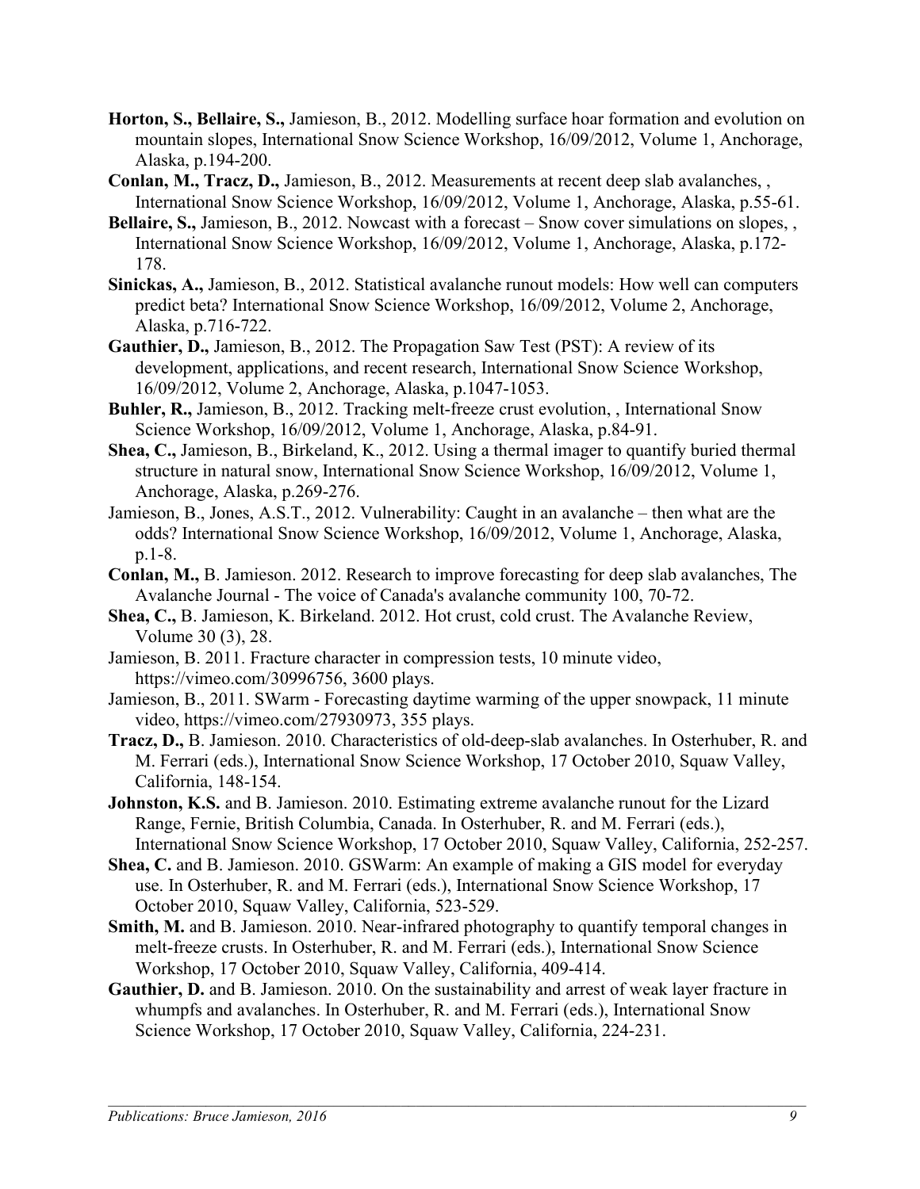**Horton, S., Bellaire, S.,** Jamieson, B., 2012. Modelling surface hoar formation and evolution on mountain slopes, International Snow Science Workshop, 16/09/2012, Volume 1, Anchorage, Alaska, p.194-200.

**Conlan, M., Tracz, D.,** Jamieson, B., 2012. Measurements at recent deep slab avalanches, , International Snow Science Workshop, 16/09/2012, Volume 1, Anchorage, Alaska, p.55-61.

**Bellaire, S.,** Jamieson, B., 2012. Nowcast with a forecast – Snow cover simulations on slopes, , International Snow Science Workshop, 16/09/2012, Volume 1, Anchorage, Alaska, p.172-178.

**Sinickas, A.,** Jamieson, B., 2012. Statistical avalanche runout models: How well can computers predict beta? International Snow Science Workshop, 16/09/2012, Volume 2, Anchorage, Alaska, p.716-722.

**Gauthier, D.,** Jamieson, B., 2012. The Propagation Saw Test (PST): A review of its development, applications, and recent research, International Snow Science Workshop, 16/09/2012, Volume 2, Anchorage, Alaska, p.1047-1053.

**Buhler, R.,** Jamieson, B., 2012. Tracking melt-freeze crust evolution, , International Snow Science Workshop, 16/09/2012, Volume 1, Anchorage, Alaska, p.84-91.

**Shea, C.,** Jamieson, B., Birkeland, K., 2012. Using a thermal imager to quantify buried thermal structure in natural snow, International Snow Science Workshop, 16/09/2012, Volume 1, Anchorage, Alaska, p.269-276.

Jamieson, B., Jones, A.S.T., 2012. Vulnerability: Caught in an avalanche – then what are the odds? International Snow Science Workshop, 16/09/2012, Volume 1, Anchorage, Alaska, p.1-8.

**Conlan, M.,** B. Jamieson. 2012. Research to improve forecasting for deep slab avalanches, The Avalanche Journal - The voice of Canada's avalanche community 100, 70-72.

**Shea, C.,** B. Jamieson, K. Birkeland. 2012. Hot crust, cold crust. The Avalanche Review, Volume 30 (3), 28.

Jamieson, B. 2011. Fracture character in compression tests, 10 minute video, https://vimeo.com/30996756, 3600 plays.

Jamieson, B., 2011. SWarm - Forecasting daytime warming of the upper snowpack, 11 minute video, https://vimeo.com/27930973, 355 plays.

**Tracz, D.,** B. Jamieson. 2010. Characteristics of old-deep-slab avalanches. In Osterhuber, R. and M. Ferrari (eds.), International Snow Science Workshop, 17 October 2010, Squaw Valley, California, 148-154.

**Johnston, K.S.** and B. Jamieson. 2010. Estimating extreme avalanche runout for the Lizard Range, Fernie, British Columbia, Canada. In Osterhuber, R. and M. Ferrari (eds.), International Snow Science Workshop, 17 October 2010, Squaw Valley, California, 252-257.

**Shea, C.** and B. Jamieson. 2010. GSWarm: An example of making a GIS model for everyday use. In Osterhuber, R. and M. Ferrari (eds.), International Snow Science Workshop, 17 October 2010, Squaw Valley, California, 523-529.

**Smith, M.** and B. Jamieson. 2010. Near-infrared photography to quantify temporal changes in melt-freeze crusts. In Osterhuber, R. and M. Ferrari (eds.), International Snow Science Workshop, 17 October 2010, Squaw Valley, California, 409-414.

**Gauthier, D.** and B. Jamieson. 2010. On the sustainability and arrest of weak layer fracture in whumpfs and avalanches. In Osterhuber, R. and M. Ferrari (eds.), International Snow Science Workshop, 17 October 2010, Squaw Valley, California, 224-231.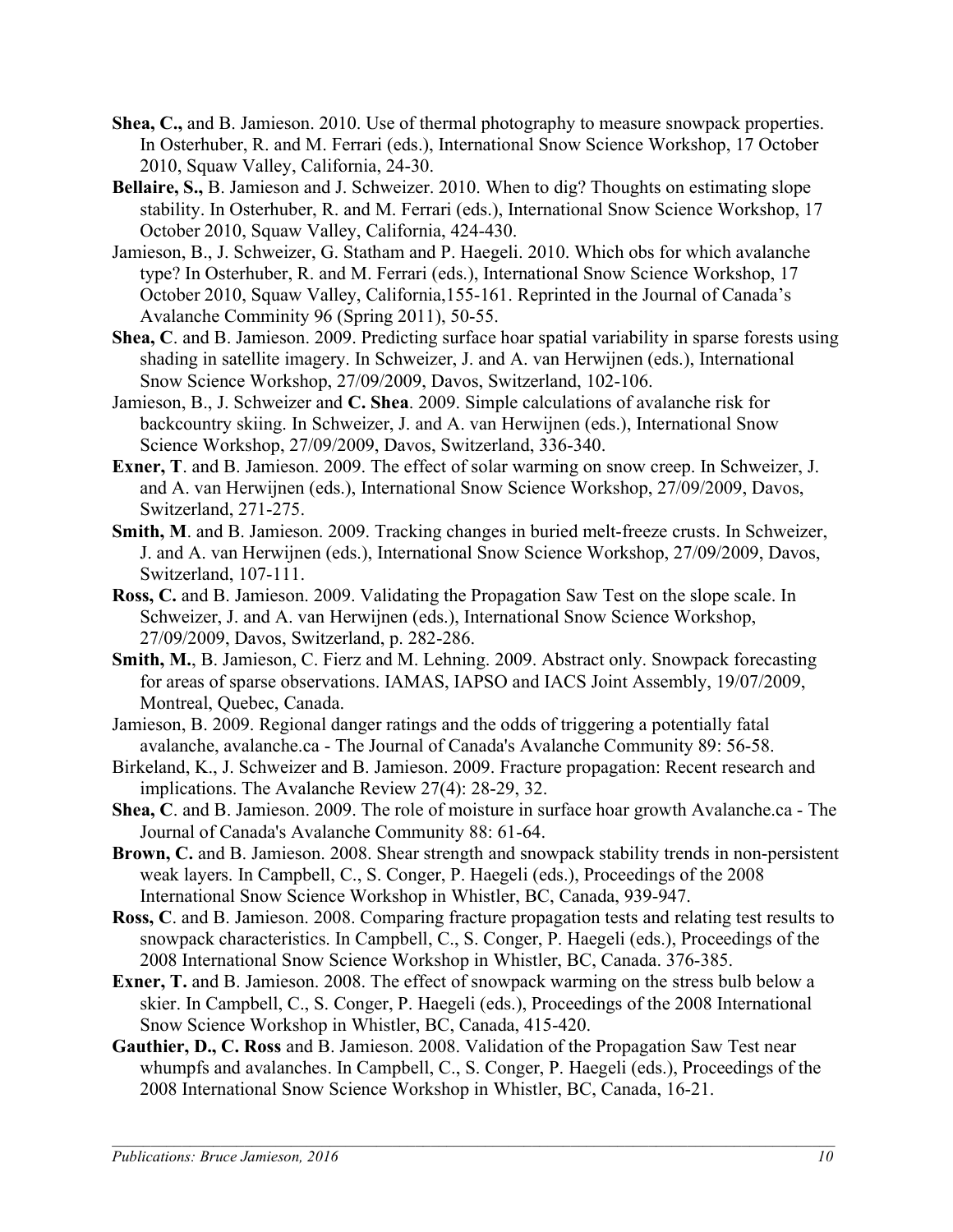**Shea, C.,** and B. Jamieson. 2010. Use of thermal photography to measure snowpack properties. In Osterhuber, R. and M. Ferrari (eds.), International Snow Science Workshop, 17 October 2010, Squaw Valley, California, 24-30.

**Bellaire, S.,** B. Jamieson and J. Schweizer. 2010. When to dig? Thoughts on estimating slope stability. In Osterhuber, R. and M. Ferrari (eds.), International Snow Science Workshop, 17 October 2010, Squaw Valley, California, 424-430.

Jamieson, B., J. Schweizer, G. Statham and P. Haegeli. 2010. Which obs for which avalanche type? In Osterhuber, R. and M. Ferrari (eds.), International Snow Science Workshop, 17 October 2010, Squaw Valley, California,155-161. Reprinted in the Journal of Canada's Avalanche Comminity 96 (Spring 2011), 50-55.

**Shea, C**. and B. Jamieson. 2009. Predicting surface hoar spatial variability in sparse forests using shading in satellite imagery. In Schweizer, J. and A. van Herwijnen (eds.), International Snow Science Workshop, 27/09/2009, Davos, Switzerland, 102-106.

Jamieson, B., J. Schweizer and **C. Shea**. 2009. Simple calculations of avalanche risk for backcountry skiing. In Schweizer, J. and A. van Herwijnen (eds.), International Snow Science Workshop, 27/09/2009, Davos, Switzerland, 336-340.

**Exner, T**. and B. Jamieson. 2009. The effect of solar warming on snow creep. In Schweizer, J. and A. van Herwijnen (eds.), International Snow Science Workshop, 27/09/2009, Davos, Switzerland, 271-275.

**Smith, M**. and B. Jamieson. 2009. Tracking changes in buried melt-freeze crusts. In Schweizer, J. and A. van Herwijnen (eds.), International Snow Science Workshop, 27/09/2009, Davos, Switzerland, 107-111.

**Ross, C.** and B. Jamieson. 2009. Validating the Propagation Saw Test on the slope scale. In Schweizer, J. and A. van Herwijnen (eds.), International Snow Science Workshop, 27/09/2009, Davos, Switzerland, p. 282-286.

**Smith, M.**, B. Jamieson, C. Fierz and M. Lehning. 2009. Abstract only. Snowpack forecasting for areas of sparse observations. IAMAS, IAPSO and IACS Joint Assembly, 19/07/2009, Montreal, Quebec, Canada.

Jamieson, B. 2009. Regional danger ratings and the odds of triggering a potentially fatal avalanche, avalanche.ca - The Journal of Canada's Avalanche Community 89: 56-58.

Birkeland, K., J. Schweizer and B. Jamieson. 2009. Fracture propagation: Recent research and implications. The Avalanche Review 27(4): 28-29, 32.

**Shea, C**. and B. Jamieson. 2009. The role of moisture in surface hoar growth Avalanche.ca - The Journal of Canada's Avalanche Community 88: 61-64.

**Brown, C.** and B. Jamieson. 2008. Shear strength and snowpack stability trends in non-persistent weak layers. In Campbell, C., S. Conger, P. Haegeli (eds.), Proceedings of the 2008 International Snow Science Workshop in Whistler, BC, Canada, 939-947.

**Ross, C**. and B. Jamieson. 2008. Comparing fracture propagation tests and relating test results to snowpack characteristics. In Campbell, C., S. Conger, P. Haegeli (eds.), Proceedings of the 2008 International Snow Science Workshop in Whistler, BC, Canada. 376-385.

**Exner, T.** and B. Jamieson. 2008. The effect of snowpack warming on the stress bulb below a skier. In Campbell, C., S. Conger, P. Haegeli (eds.), Proceedings of the 2008 International Snow Science Workshop in Whistler, BC, Canada, 415-420.

**Gauthier, D., C. Ross** and B. Jamieson. 2008. Validation of the Propagation Saw Test near whumpfs and avalanches. In Campbell, C., S. Conger, P. Haegeli (eds.), Proceedings of the 2008 International Snow Science Workshop in Whistler, BC, Canada, 16-21.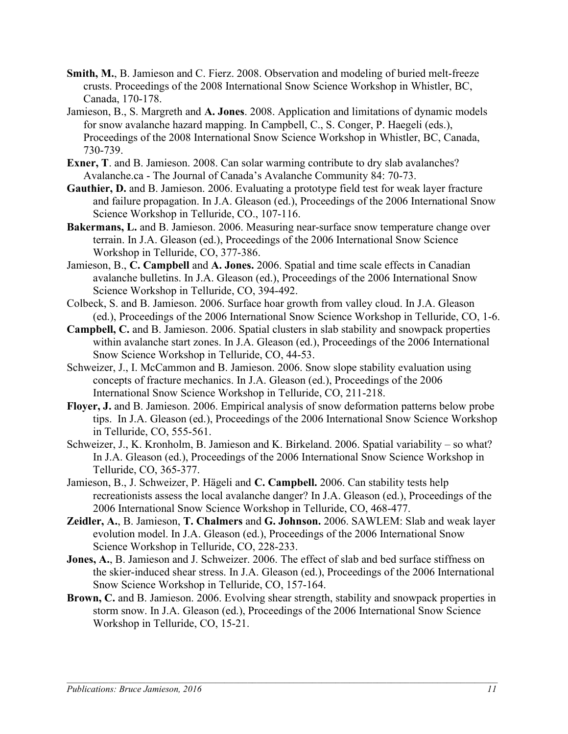**Smith, M.**, B. Jamieson and C. Fierz. 2008. Observation and modeling of buried melt-freeze crusts. Proceedings of the 2008 International Snow Science Workshop in Whistler, BC, Canada, 170-178.

Jamieson, B., S. Margreth and **A. Jones**. 2008. Application and limitations of dynamic models for snow avalanche hazard mapping. In Campbell, C., S. Conger, P. Haegeli (eds.), Proceedings of the 2008 International Snow Science Workshop in Whistler, BC, Canada, 730-739.

**Exner, T**. and B. Jamieson. 2008. Can solar warming contribute to dry slab avalanches? Avalanche.ca - The Journal of Canada's Avalanche Community 84: 70-73.

**Gauthier, D.** and B. Jamieson. 2006. Evaluating a prototype field test for weak layer fracture and failure propagation. In J.A. Gleason (ed.), Proceedings of the 2006 International Snow Science Workshop in Telluride, CO., 107-116.

**Bakermans, L.** and B. Jamieson. 2006. Measuring near-surface snow temperature change over terrain. In J.A. Gleason (ed.), Proceedings of the 2006 International Snow Science Workshop in Telluride, CO, 377-386.

Jamieson, B., **C. Campbell** and **A. Jones.** 2006. Spatial and time scale effects in Canadian avalanche bulletins. In J.A. Gleason (ed.), Proceedings of the 2006 International Snow Science Workshop in Telluride, CO, 394-492.

Colbeck, S. and B. Jamieson. 2006. Surface hoar growth from valley cloud. In J.A. Gleason (ed.), Proceedings of the 2006 International Snow Science Workshop in Telluride, CO, 1-6.

**Campbell, C.** and B. Jamieson. 2006. Spatial clusters in slab stability and snowpack properties within avalanche start zones. In J.A. Gleason (ed.), Proceedings of the 2006 International Snow Science Workshop in Telluride, CO, 44-53.

Schweizer, J., I. McCammon and B. Jamieson. 2006. Snow slope stability evaluation using concepts of fracture mechanics. In J.A. Gleason (ed.), Proceedings of the 2006 International Snow Science Workshop in Telluride, CO, 211-218.

**Floyer, J.** and B. Jamieson. 2006. Empirical analysis of snow deformation patterns below probe tips. In J.A. Gleason (ed.), Proceedings of the 2006 International Snow Science Workshop in Telluride, CO, 555-561.

Schweizer, J., K. Kronholm, B. Jamieson and K. Birkeland. 2006. Spatial variability – so what? In J.A. Gleason (ed.), Proceedings of the 2006 International Snow Science Workshop in Telluride, CO, 365-377.

Jamieson, B., J. Schweizer, P. Hägeli and **C. Campbell.** 2006. Can stability tests help recreationists assess the local avalanche danger? In J.A. Gleason (ed.), Proceedings of the 2006 International Snow Science Workshop in Telluride, CO, 468-477.

**Zeidler, A.**, B. Jamieson, **T. Chalmers** and **G. Johnson.** 2006. SAWLEM: Slab and weak layer evolution model. In J.A. Gleason (ed.), Proceedings of the 2006 International Snow Science Workshop in Telluride, CO, 228-233.

**Jones, A.**, B. Jamieson and J. Schweizer. 2006. The effect of slab and bed surface stiffness on the skier-induced shear stress. In J.A. Gleason (ed.), Proceedings of the 2006 International Snow Science Workshop in Telluride, CO, 157-164.

**Brown, C.** and B. Jamieson. 2006. Evolving shear strength, stability and snowpack properties in storm snow. In J.A. Gleason (ed.), Proceedings of the 2006 International Snow Science Workshop in Telluride, CO, 15-21.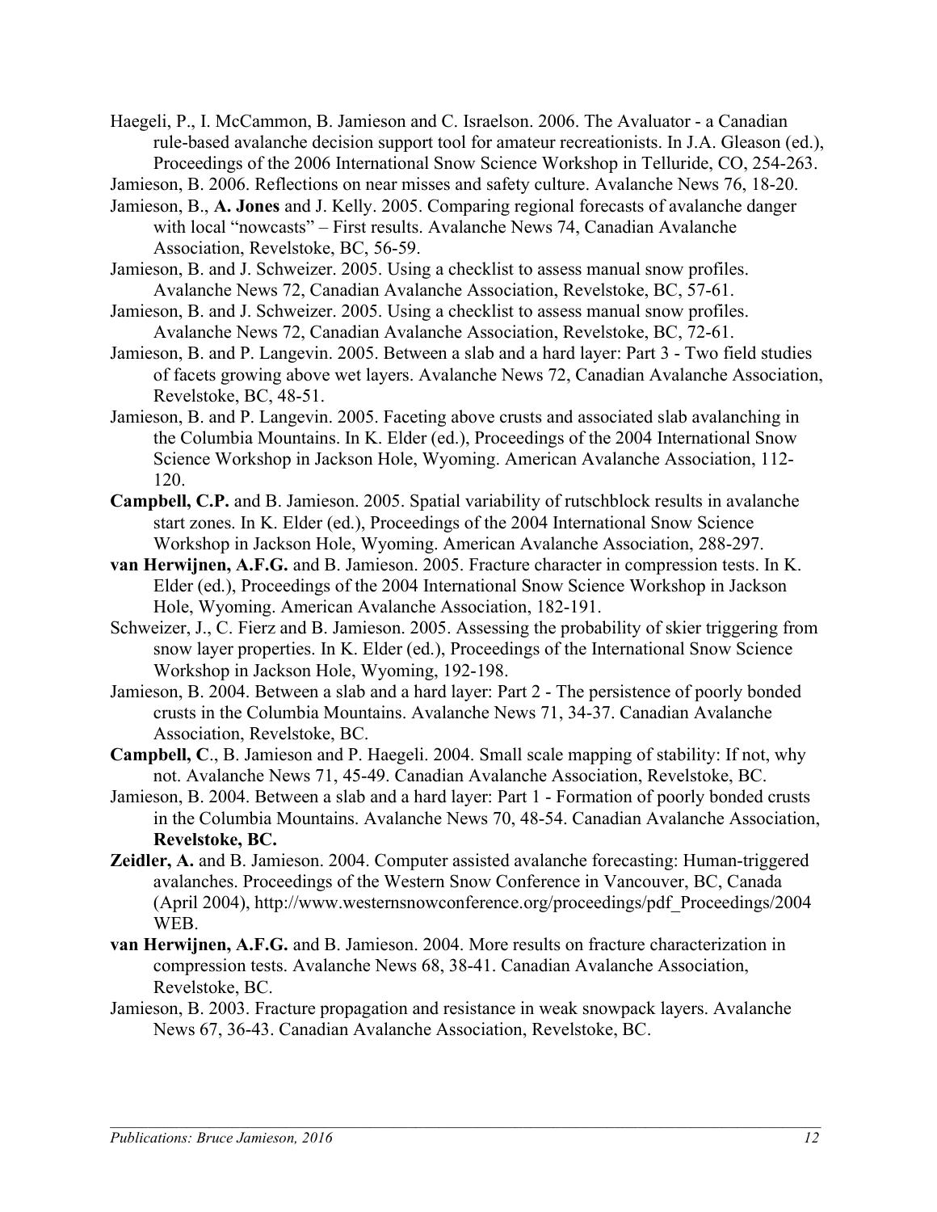Haegeli, P., I. McCammon, B. Jamieson and C. Israelson. 2006. The Avaluator - a Canadian rule-based avalanche decision support tool for amateur recreationists. In J.A. Gleason (ed.), Proceedings of the 2006 International Snow Science Workshop in Telluride, CO, 254-263.

Jamieson, B. 2006. Reflections on near misses and safety culture. Avalanche News 76, 18-20.

Jamieson, B., **A. Jones** and J. Kelly. 2005. Comparing regional forecasts of avalanche danger with local "nowcasts" – First results. Avalanche News 74, Canadian Avalanche Association, Revelstoke, BC, 56-59.

Jamieson, B. and J. Schweizer. 2005. Using a checklist to assess manual snow profiles. Avalanche News 72, Canadian Avalanche Association, Revelstoke, BC, 57-61.

Jamieson, B. and J. Schweizer. 2005. Using a checklist to assess manual snow profiles. Avalanche News 72, Canadian Avalanche Association, Revelstoke, BC, 72-61.

Jamieson, B. and P. Langevin. 2005. Between a slab and a hard layer: Part 3 - Two field studies of facets growing above wet layers. Avalanche News 72, Canadian Avalanche Association, Revelstoke, BC, 48-51.

Jamieson, B. and P. Langevin. 2005. Faceting above crusts and associated slab avalanching in the Columbia Mountains. In K. Elder (ed.), Proceedings of the 2004 International Snow Science Workshop in Jackson Hole, Wyoming. American Avalanche Association, 112-120.

**Campbell, C.P.** and B. Jamieson. 2005. Spatial variability of rutschblock results in avalanche start zones. In K. Elder (ed.), Proceedings of the 2004 International Snow Science Workshop in Jackson Hole, Wyoming. American Avalanche Association, 288-297.

**van Herwijnen, A.F.G.** and B. Jamieson. 2005. Fracture character in compression tests. In K. Elder (ed.), Proceedings of the 2004 International Snow Science Workshop in Jackson Hole, Wyoming. American Avalanche Association, 182-191.

Schweizer, J., C. Fierz and B. Jamieson. 2005. Assessing the probability of skier triggering from snow layer properties. In K. Elder (ed.), Proceedings of the International Snow Science Workshop in Jackson Hole, Wyoming, 192-198.

Jamieson, B. 2004. Between a slab and a hard layer: Part 2 - The persistence of poorly bonded crusts in the Columbia Mountains. Avalanche News 71, 34-37. Canadian Avalanche Association, Revelstoke, BC.

**Campbell, C**., B. Jamieson and P. Haegeli. 2004. Small scale mapping of stability: If not, why not. Avalanche News 71, 45-49. Canadian Avalanche Association, Revelstoke, BC.

Jamieson, B. 2004. Between a slab and a hard layer: Part 1 - Formation of poorly bonded crusts in the Columbia Mountains. Avalanche News 70, 48-54. Canadian Avalanche Association, **Revelstoke, BC.**

**Zeidler, A.** and B. Jamieson. 2004. Computer assisted avalanche forecasting: Human-triggered avalanches. Proceedings of the Western Snow Conference in Vancouver, BC, Canada (April 2004), http://www.westernsnowconference.org/proceedings/pdf_Proceedings/2004 WEB.

**van Herwijnen, A.F.G.** and B. Jamieson. 2004. More results on fracture characterization in compression tests. Avalanche News 68, 38-41. Canadian Avalanche Association, Revelstoke, BC.

Jamieson, B. 2003. Fracture propagation and resistance in weak snowpack layers. Avalanche News 67, 36-43. Canadian Avalanche Association, Revelstoke, BC.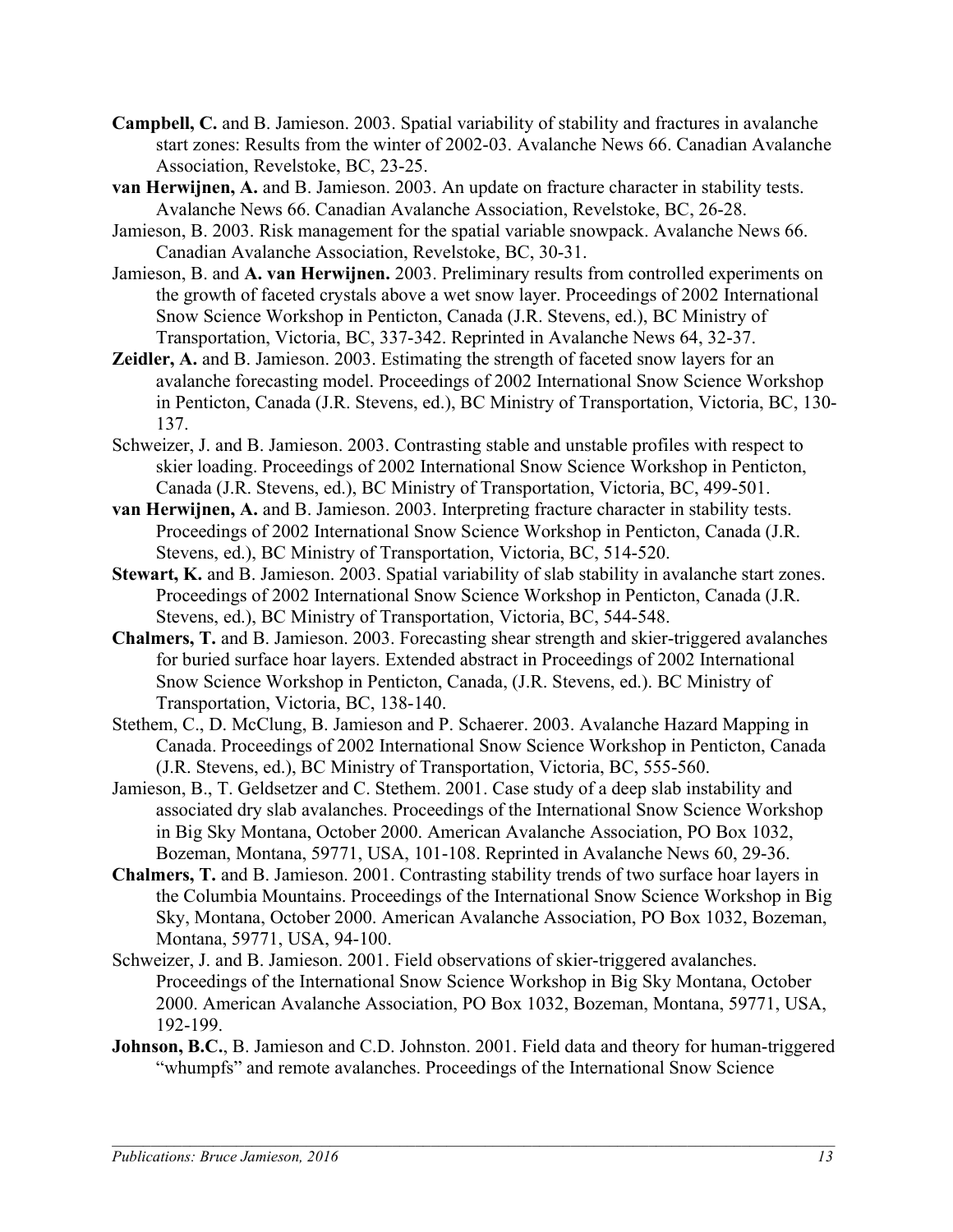**Campbell, C.** and B. Jamieson. 2003. Spatial variability of stability and fractures in avalanche start zones: Results from the winter of 2002-03. Avalanche News 66. Canadian Avalanche Association, Revelstoke, BC, 23-25.

**van Herwijnen, A.** and B. Jamieson. 2003. An update on fracture character in stability tests. Avalanche News 66. Canadian Avalanche Association, Revelstoke, BC, 26-28.

Jamieson, B. 2003. Risk management for the spatial variable snowpack. Avalanche News 66. Canadian Avalanche Association, Revelstoke, BC, 30-31.

Jamieson, B. and **A. van Herwijnen.** 2003. Preliminary results from controlled experiments on the growth of faceted crystals above a wet snow layer. Proceedings of 2002 International Snow Science Workshop in Penticton, Canada (J.R. Stevens, ed.), BC Ministry of Transportation, Victoria, BC, 337-342. Reprinted in Avalanche News 64, 32-37.

**Zeidler, A.** and B. Jamieson. 2003. Estimating the strength of faceted snow layers for an avalanche forecasting model. Proceedings of 2002 International Snow Science Workshop in Penticton, Canada (J.R. Stevens, ed.), BC Ministry of Transportation, Victoria, BC, 130-137.

Schweizer, J. and B. Jamieson. 2003. Contrasting stable and unstable profiles with respect to skier loading. Proceedings of 2002 International Snow Science Workshop in Penticton, Canada (J.R. Stevens, ed.), BC Ministry of Transportation, Victoria, BC, 499-501.

**van Herwijnen, A.** and B. Jamieson. 2003. Interpreting fracture character in stability tests. Proceedings of 2002 International Snow Science Workshop in Penticton, Canada (J.R. Stevens, ed.), BC Ministry of Transportation, Victoria, BC, 514-520.

**Stewart, K.** and B. Jamieson. 2003. Spatial variability of slab stability in avalanche start zones. Proceedings of 2002 International Snow Science Workshop in Penticton, Canada (J.R. Stevens, ed.), BC Ministry of Transportation, Victoria, BC, 544-548.

**Chalmers, T.** and B. Jamieson. 2003. Forecasting shear strength and skier-triggered avalanches for buried surface hoar layers. Extended abstract in Proceedings of 2002 International Snow Science Workshop in Penticton, Canada, (J.R. Stevens, ed.). BC Ministry of Transportation, Victoria, BC, 138-140.

Stethem, C., D. McClung, B. Jamieson and P. Schaerer. 2003. Avalanche Hazard Mapping in Canada. Proceedings of 2002 International Snow Science Workshop in Penticton, Canada (J.R. Stevens, ed.), BC Ministry of Transportation, Victoria, BC, 555-560.

Jamieson, B., T. Geldsetzer and C. Stethem. 2001. Case study of a deep slab instability and associated dry slab avalanches. Proceedings of the International Snow Science Workshop in Big Sky Montana, October 2000. American Avalanche Association, PO Box 1032, Bozeman, Montana, 59771, USA, 101-108. Reprinted in Avalanche News 60, 29-36.

**Chalmers, T.** and B. Jamieson. 2001. Contrasting stability trends of two surface hoar layers in the Columbia Mountains. Proceedings of the International Snow Science Workshop in Big Sky, Montana, October 2000. American Avalanche Association, PO Box 1032, Bozeman, Montana, 59771, USA, 94-100.

Schweizer, J. and B. Jamieson. 2001. Field observations of skier-triggered avalanches. Proceedings of the International Snow Science Workshop in Big Sky Montana, October 2000. American Avalanche Association, PO Box 1032, Bozeman, Montana, 59771, USA, 192-199.

**Johnson, B.C.**, B. Jamieson and C.D. Johnston. 2001. Field data and theory for human-triggered "whumpfs" and remote avalanches. Proceedings of the International Snow Science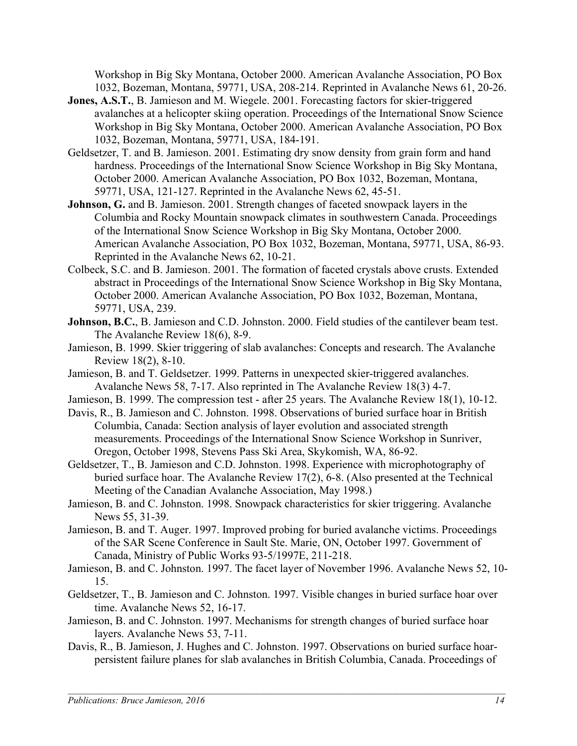Workshop in Big Sky Montana, October 2000. American Avalanche Association, PO Box 1032, Bozeman, Montana, 59771, USA, 208-214. Reprinted in Avalanche News 61, 20-26.

**Jones, A.S.T.**, B. Jamieson and M. Wiegele. 2001. Forecasting factors for skier-triggered avalanches at a helicopter skiing operation. Proceedings of the International Snow Science Workshop in Big Sky Montana, October 2000. American Avalanche Association, PO Box 1032, Bozeman, Montana, 59771, USA, 184-191.

Geldsetzer, T. and B. Jamieson. 2001. Estimating dry snow density from grain form and hand hardness. Proceedings of the International Snow Science Workshop in Big Sky Montana, October 2000. American Avalanche Association, PO Box 1032, Bozeman, Montana, 59771, USA, 121-127. Reprinted in the Avalanche News 62, 45-51.

**Johnson, G.** and B. Jamieson. 2001. Strength changes of faceted snowpack layers in the Columbia and Rocky Mountain snowpack climates in southwestern Canada. Proceedings of the International Snow Science Workshop in Big Sky Montana, October 2000. American Avalanche Association, PO Box 1032, Bozeman, Montana, 59771, USA, 86-93. Reprinted in the Avalanche News 62, 10-21.

Colbeck, S.C. and B. Jamieson. 2001. The formation of faceted crystals above crusts. Extended abstract in Proceedings of the International Snow Science Workshop in Big Sky Montana, October 2000. American Avalanche Association, PO Box 1032, Bozeman, Montana, 59771, USA, 239.

**Johnson, B.C.**, B. Jamieson and C.D. Johnston. 2000. Field studies of the cantilever beam test. The Avalanche Review 18(6), 8-9.

Jamieson, B. 1999. Skier triggering of slab avalanches: Concepts and research. The Avalanche Review 18(2), 8-10.

Jamieson, B. and T. Geldsetzer. 1999. Patterns in unexpected skier-triggered avalanches. Avalanche News 58, 7-17. Also reprinted in The Avalanche Review 18(3) 4-7.

Jamieson, B. 1999. The compression test - after 25 years. The Avalanche Review 18(1), 10-12.

Davis, R., B. Jamieson and C. Johnston. 1998. Observations of buried surface hoar in British Columbia, Canada: Section analysis of layer evolution and associated strength measurements. Proceedings of the International Snow Science Workshop in Sunriver, Oregon, October 1998, Stevens Pass Ski Area, Skykomish, WA, 86-92.

Geldsetzer, T., B. Jamieson and C.D. Johnston. 1998. Experience with microphotography of buried surface hoar. The Avalanche Review 17(2), 6-8. (Also presented at the Technical Meeting of the Canadian Avalanche Association, May 1998.)

Jamieson, B. and C. Johnston. 1998. Snowpack characteristics for skier triggering. Avalanche News 55, 31-39.

Jamieson, B. and T. Auger. 1997. Improved probing for buried avalanche victims. Proceedings of the SAR Scene Conference in Sault Ste. Marie, ON, October 1997. Government of Canada, Ministry of Public Works 93-5/1997E, 211-218.

Jamieson, B. and C. Johnston. 1997. The facet layer of November 1996. Avalanche News 52, 10-15.

Geldsetzer, T., B. Jamieson and C. Johnston. 1997. Visible changes in buried surface hoar over time. Avalanche News 52, 16-17.

Jamieson, B. and C. Johnston. 1997. Mechanisms for strength changes of buried surface hoar layers. Avalanche News 53, 7-11.

Davis, R., B. Jamieson, J. Hughes and C. Johnston. 1997. Observations on buried surface hoar-persistent failure planes for slab avalanches in British Columbia, Canada. Proceedings of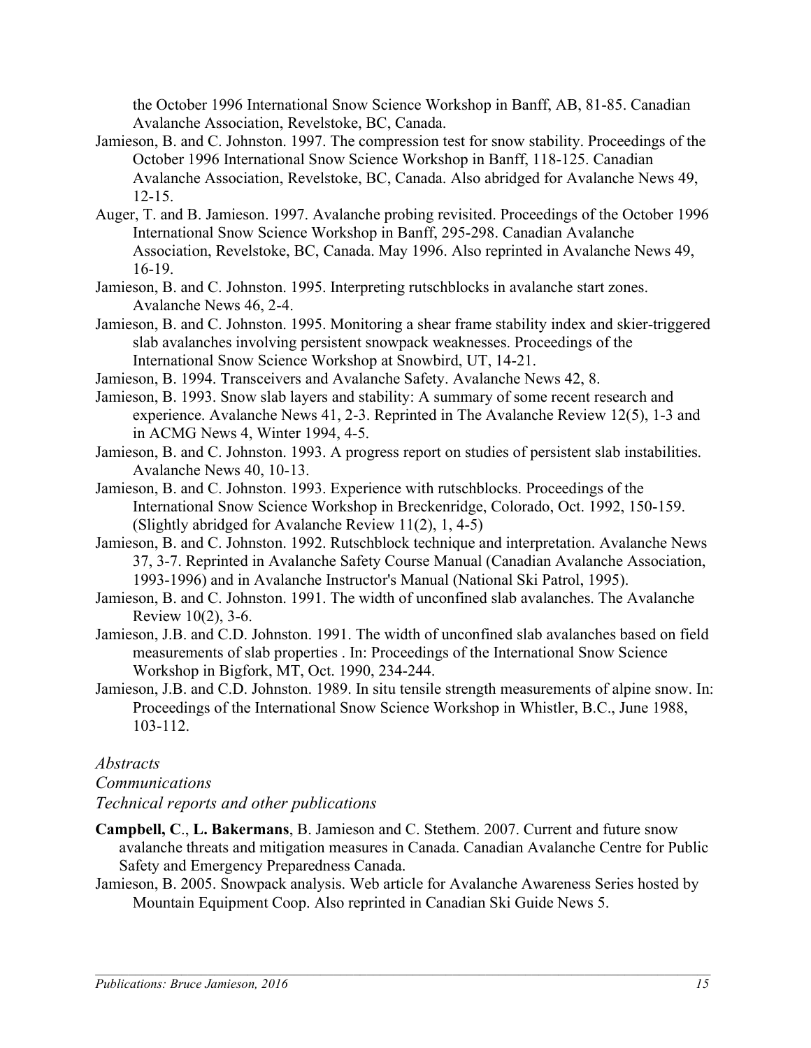the October 1996 International Snow Science Workshop in Banff, AB, 81-85. Canadian Avalanche Association, Revelstoke, BC, Canada.

Jamieson, B. and C. Johnston. 1997. The compression test for snow stability. Proceedings of the October 1996 International Snow Science Workshop in Banff, 118-125. Canadian Avalanche Association, Revelstoke, BC, Canada. Also abridged for Avalanche News 49, 12-15.

Auger, T. and B. Jamieson. 1997. Avalanche probing revisited. Proceedings of the October 1996 International Snow Science Workshop in Banff, 295-298. Canadian Avalanche Association, Revelstoke, BC, Canada. May 1996. Also reprinted in Avalanche News 49, 16-19.

Jamieson, B. and C. Johnston. 1995. Interpreting rutschblocks in avalanche start zones. Avalanche News 46, 2-4.

Jamieson, B. and C. Johnston. 1995. Monitoring a shear frame stability index and skier-triggered slab avalanches involving persistent snowpack weaknesses. Proceedings of the International Snow Science Workshop at Snowbird, UT, 14-21.

Jamieson, B. 1994. Transceivers and Avalanche Safety. Avalanche News 42, 8.

Jamieson, B. 1993. Snow slab layers and stability: A summary of some recent research and experience. Avalanche News 41, 2-3. Reprinted in The Avalanche Review 12(5), 1-3 and in ACMG News 4, Winter 1994, 4-5.

Jamieson, B. and C. Johnston. 1993. A progress report on studies of persistent slab instabilities. Avalanche News 40, 10-13.

Jamieson, B. and C. Johnston. 1993. Experience with rutschblocks. Proceedings of the International Snow Science Workshop in Breckenridge, Colorado, Oct. 1992, 150-159. (Slightly abridged for Avalanche Review 11(2), 1, 4-5)

Jamieson, B. and C. Johnston. 1992. Rutschblock technique and interpretation. Avalanche News 37, 3-7. Reprinted in Avalanche Safety Course Manual (Canadian Avalanche Association, 1993-1996) and in Avalanche Instructor's Manual (National Ski Patrol, 1995).

Jamieson, B. and C. Johnston. 1991. The width of unconfined slab avalanches. The Avalanche Review 10(2), 3-6.

Jamieson, J.B. and C.D. Johnston. 1991. The width of unconfined slab avalanches based on field measurements of slab properties . In: Proceedings of the International Snow Science Workshop in Bigfork, MT, Oct. 1990, 234-244.

Jamieson, J.B. and C.D. Johnston. 1989. In situ tensile strength measurements of alpine snow. In: Proceedings of the International Snow Science Workshop in Whistler, B.C., June 1988, 103-112.

*Abstracts*

*Communications*

*Technical reports and other publications*

**Campbell, C**., **L. Bakermans**, B. Jamieson and C. Stethem. 2007. Current and future snow avalanche threats and mitigation measures in Canada. Canadian Avalanche Centre for Public Safety and Emergency Preparedness Canada.

Jamieson, B. 2005. Snowpack analysis. Web article for Avalanche Awareness Series hosted by Mountain Equipment Coop. Also reprinted in Canadian Ski Guide News 5.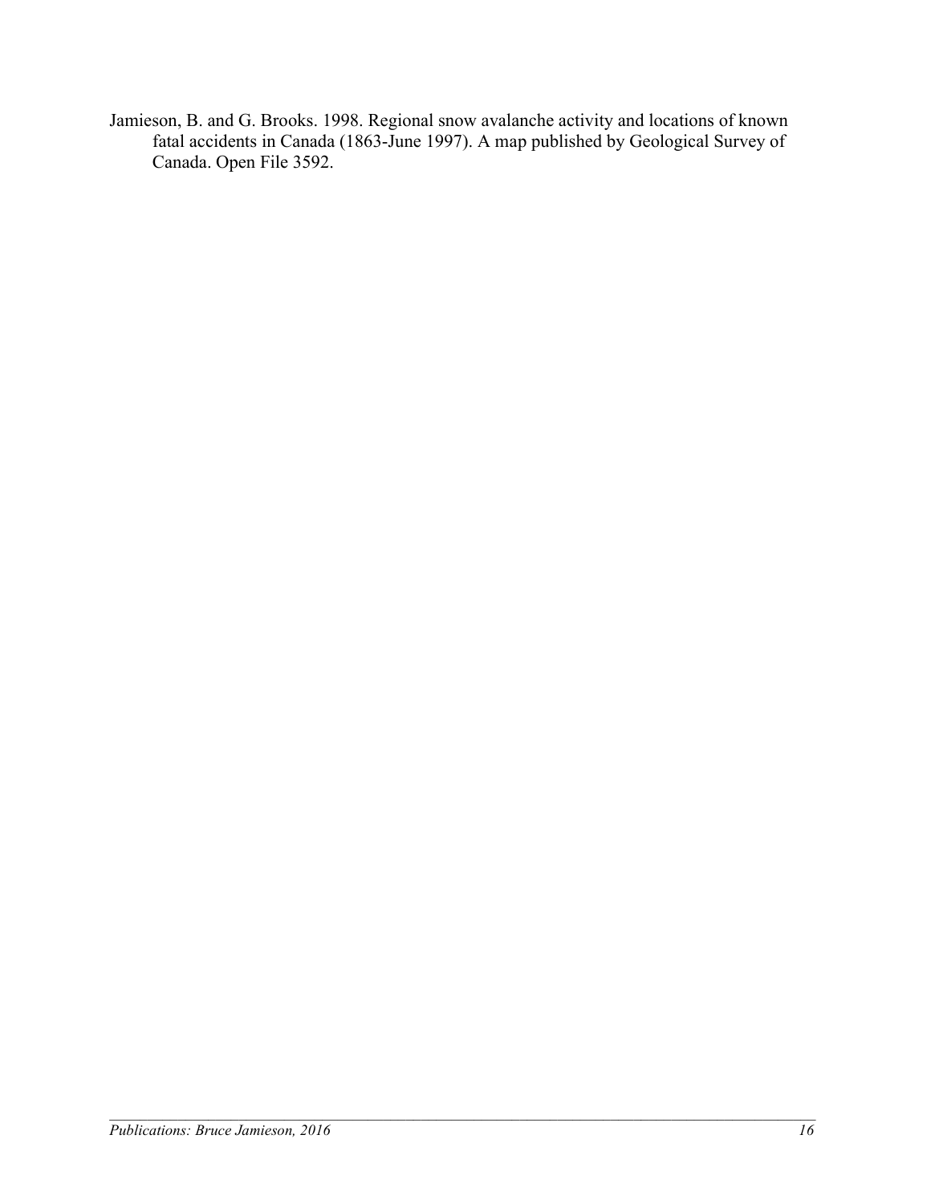Jamieson, B. and G. Brooks. 1998. Regional snow avalanche activity and locations of known fatal accidents in Canada (1863-June 1997). A map published by Geological Survey of Canada. Open File 3592.